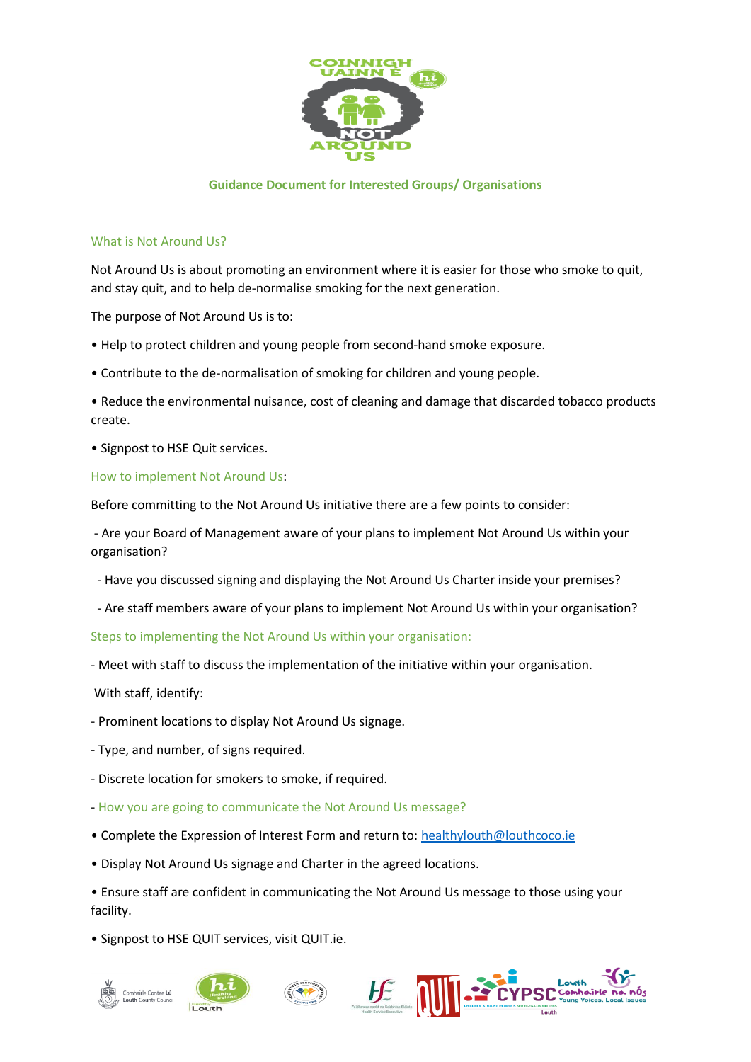# Guidance Document for Interested Groups/ Organisations

## What is Not Around Us?

Not Around Us is about promoting an environment where it is easier for those who smoke to quit, and stay quit, and to help de-normalise smoking for the next generation.

The purpose of Not Around Us is to:

• Help to protect children and young people from second-hand smoke exposure.

• Contribute to the de-normalisation of smoking for children and young people.

• Reduce the environmental nuisance, cost of cleaning and damage that discarded tobacco products create.

• Signpost to HSE Quit services.

## How to implement Not Around Us:

Before committing to the Not Around Us initiative there are a few points to consider:

- Are your Board of Management aware of your plans to implement Not Around Us within your organisation?

- Have you discussed signing and displaying the Not Around Us Charter inside your premises?

- Are staff members aware of your plans to implement Not Around Us within your organisation?

## Steps to implementing the Not Around Us within your organisation:

- Meet with staff to discuss the implementation of the initiative within your organisation.

With staff, identify:

- Prominent locations to display Not Around Us signage.

- Type, and number, of signs required.

- Discrete location for smokers to smoke, if required.

- How you are going to communicate the Not Around Us message?

• Complete the Expression of Interest Form and return to: healthylouth@louthcoco.ie

• Display Not Around Us signage and Charter in the agreed locations.

• Ensure staff are confident in communicating the Not Around Us message to those using your facility.

• Signpost to HSE QUIT services, visit QUIT.ie.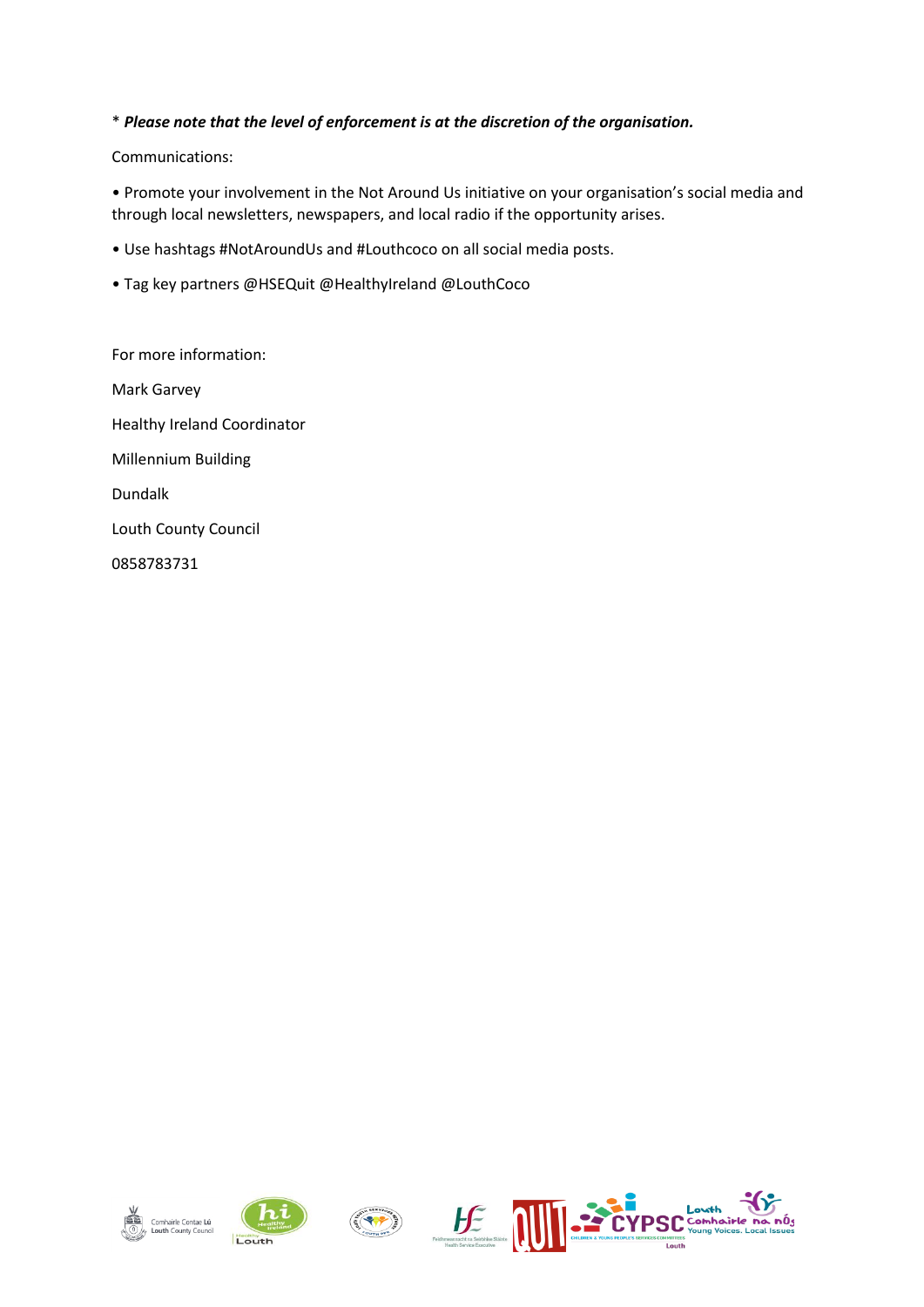* ***Please note that the level of enforcement is at the discretion of the organisation.***

Communications:

• Promote your involvement in the Not Around Us initiative on your organisation's social media and through local newsletters, newspapers, and local radio if the opportunity arises.

• Use hashtags #NotAroundUs and #Louthcoco on all social media posts.

• Tag key partners @HSEQuit @HealthyIreland @LouthCoco

For more information:

Mark Garvey

Healthy Ireland Coordinator

Millennium Building

Dundalk

Louth County Council

0858783731